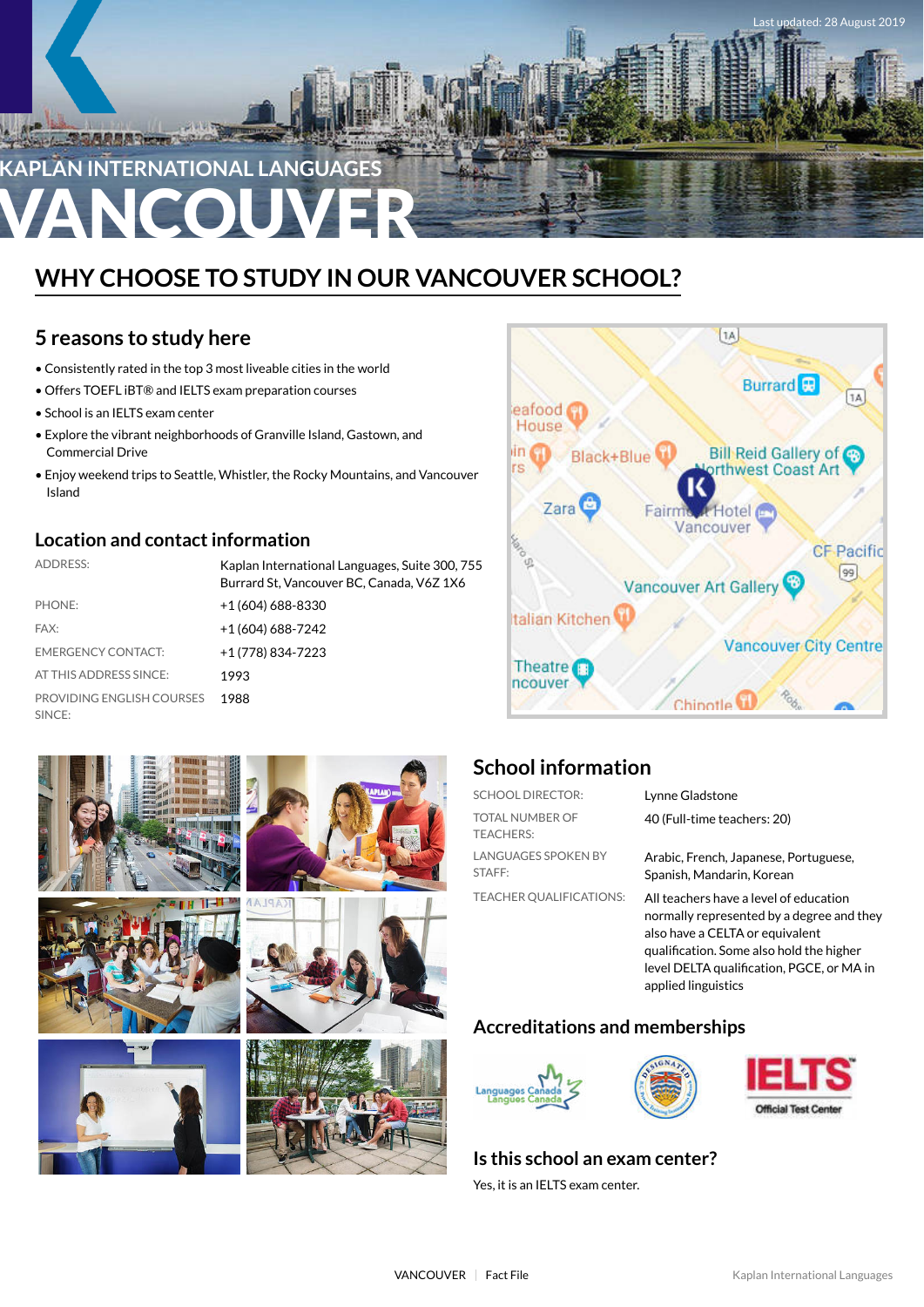Last updated: 28 August 2019

KAPLAN INTERNATIONAL LANGUAGES

# VANCOUVER

## WHY CHOOSE TO STUDY IN OUR VANCOUVER SCHOOL?

### 5 reasons to study here

- Consistently rated in the top 3 most liveable cities in the world
- Offers TOEFL iBT® and IELTS exam preparation courses
- School is an IELTS exam center
- Explore the vibrant neighborhoods of Granville Island, Gastown, and Commercial Drive
- Enjoy weekend trips to Seattle, Whistler, the Rocky Mountains, and Vancouver Island

### Location and contact information

| | |
|---|---|
| ADDRESS: | Kaplan International Languages, Suite 300, 755 Burrard St, Vancouver BC, Canada, V6Z 1X6 |
| PHONE: | +1 (604) 688-8330 |
| FAX: | +1 (604) 688-7242 |
| EMERGENCY CONTACT: | +1 (778) 834-7223 |
| AT THIS ADDRESS SINCE: | 1993 |
| PROVIDING ENGLISH COURSES SINCE: | 1988 |

### School information

| | |
|---|---|
| SCHOOL DIRECTOR: | Lynne Gladstone |
| TOTAL NUMBER OF TEACHERS: | 40 (Full-time teachers: 20) |
| LANGUAGES SPOKEN BY STAFF: | Arabic, French, Japanese, Portuguese, Spanish, Mandarin, Korean |
| TEACHER QUALIFICATIONS: | All teachers have a level of education normally represented by a degree and they also have a CELTA or equivalent qualification. Some also hold the higher level DELTA qualification, PGCE, or MA in applied linguistics |

### Accreditations and memberships

Languages Canada / Langues Canada · IELTS Official Test Center

### Is this school an exam center?

Yes, it is an IELTS exam center.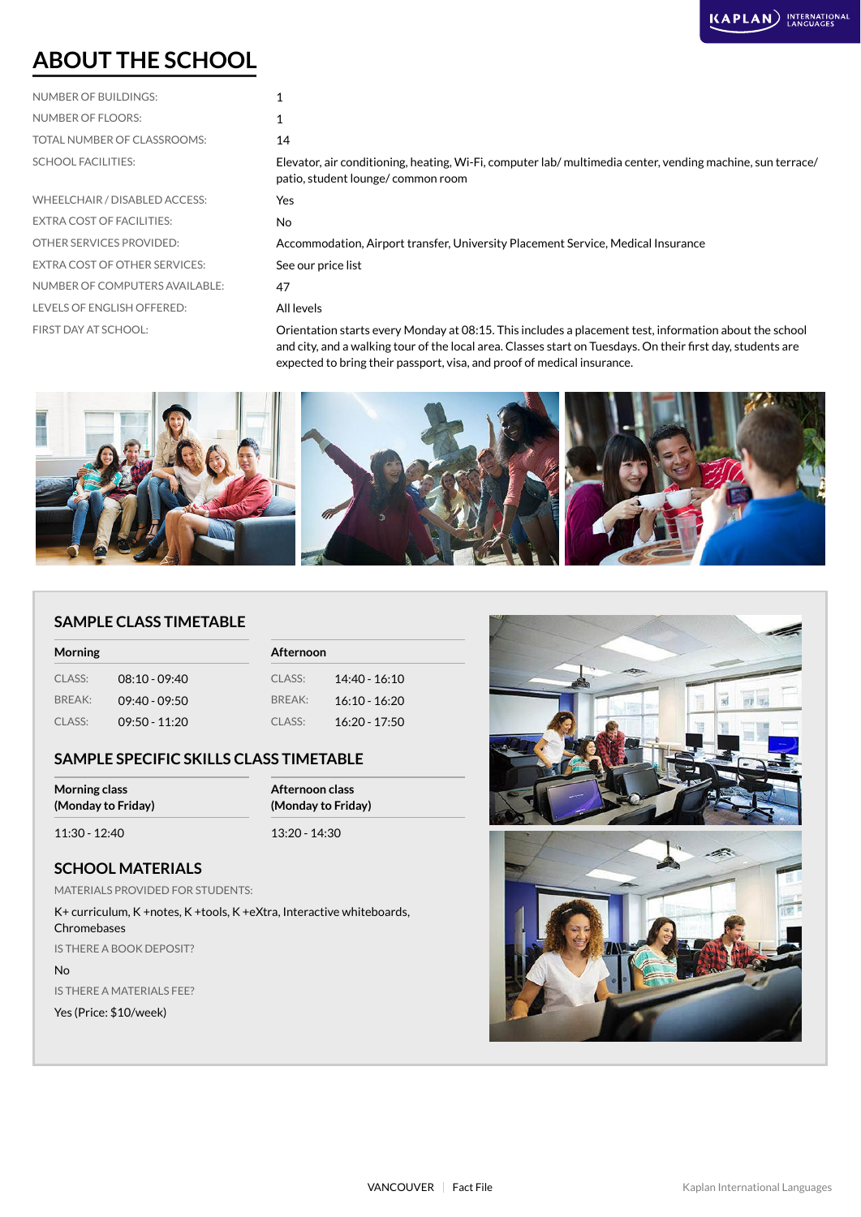# ABOUT THE SCHOOL

| | |
|---|---|
| NUMBER OF BUILDINGS: | 1 |
| NUMBER OF FLOORS: | 1 |
| TOTAL NUMBER OF CLASSROOMS: | 14 |
| SCHOOL FACILITIES: | Elevator, air conditioning, heating, Wi-Fi, computer lab/ multimedia center, vending machine, sun terrace/ patio, student lounge/ common room |
| WHEELCHAIR / DISABLED ACCESS: | Yes |
| EXTRA COST OF FACILITIES: | No |
| OTHER SERVICES PROVIDED: | Accommodation, Airport transfer, University Placement Service, Medical Insurance |
| EXTRA COST OF OTHER SERVICES: | See our price list |
| NUMBER OF COMPUTERS AVAILABLE: | 47 |
| LEVELS OF ENGLISH OFFERED: | All levels |
| FIRST DAY AT SCHOOL: | Orientation starts every Monday at 08:15. This includes a placement test, information about the school and city, and a walking tour of the local area. Classes start on Tuesdays. On their first day, students are expected to bring their passport, visa, and proof of medical insurance. |

## SAMPLE CLASS TIMETABLE

| Morning | | Afternoon | |
|---|---|---|---|
| CLASS: | 08:10 - 09:40 | CLASS: | 14:40 - 16:10 |
| BREAK: | 09:40 - 09:50 | BREAK: | 16:10 - 16:20 |
| CLASS: | 09:50 - 11:20 | CLASS: | 16:20 - 17:50 |

## SAMPLE SPECIFIC SKILLS CLASS TIMETABLE

| Morning class (Monday to Friday) | Afternoon class (Monday to Friday) |
|---|---|
| 11:30 - 12:40 | 13:20 - 14:30 |

## SCHOOL MATERIALS

MATERIALS PROVIDED FOR STUDENTS:

K+ curriculum, K +notes, K +tools, K +eXtra, Interactive whiteboards, Chromebases

IS THERE A BOOK DEPOSIT?

No

IS THERE A MATERIALS FEE?

Yes (Price: $10/week)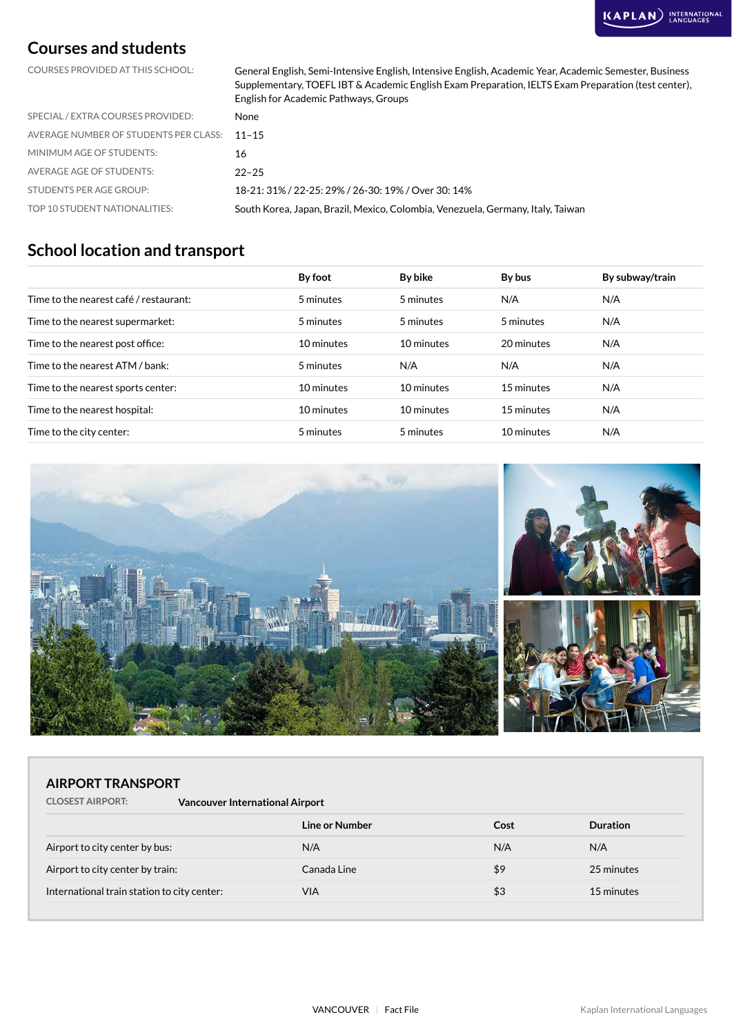## Courses and students

| | |
|---|---|
| COURSES PROVIDED AT THIS SCHOOL: | General English, Semi-Intensive English, Intensive English, Academic Year, Academic Semester, Business Supplementary, TOEFL IBT & Academic English Exam Preparation, IELTS Exam Preparation (test center), English for Academic Pathways, Groups |
| SPECIAL / EXTRA COURSES PROVIDED: | None |
| AVERAGE NUMBER OF STUDENTS PER CLASS: | 11–15 |
| MINIMUM AGE OF STUDENTS: | 16 |
| AVERAGE AGE OF STUDENTS: | 22–25 |
| STUDENTS PER AGE GROUP: | 18-21: 31% / 22-25: 29% / 26-30: 19% / Over 30: 14% |
| TOP 10 STUDENT NATIONALITIES: | South Korea, Japan, Brazil, Mexico, Colombia, Venezuela, Germany, Italy, Taiwan |

## School location and transport

| | By foot | By bike | By bus | By subway/train |
|---|---|---|---|---|
| Time to the nearest café / restaurant: | 5 minutes | 5 minutes | N/A | N/A |
| Time to the nearest supermarket: | 5 minutes | 5 minutes | 5 minutes | N/A |
| Time to the nearest post office: | 10 minutes | 10 minutes | 20 minutes | N/A |
| Time to the nearest ATM / bank: | 5 minutes | N/A | N/A | N/A |
| Time to the nearest sports center: | 10 minutes | 10 minutes | 15 minutes | N/A |
| Time to the nearest hospital: | 10 minutes | 10 minutes | 15 minutes | N/A |
| Time to the city center: | 5 minutes | 5 minutes | 10 minutes | N/A |

### AIRPORT TRANSPORT

CLOSEST AIRPORT: **Vancouver International Airport**

| | Line or Number | Cost | Duration |
|---|---|---|---|
| Airport to city center by bus: | N/A | N/A | N/A |
| Airport to city center by train: | Canada Line | $9 | 25 minutes |
| International train station to city center: | VIA | $3 | 15 minutes |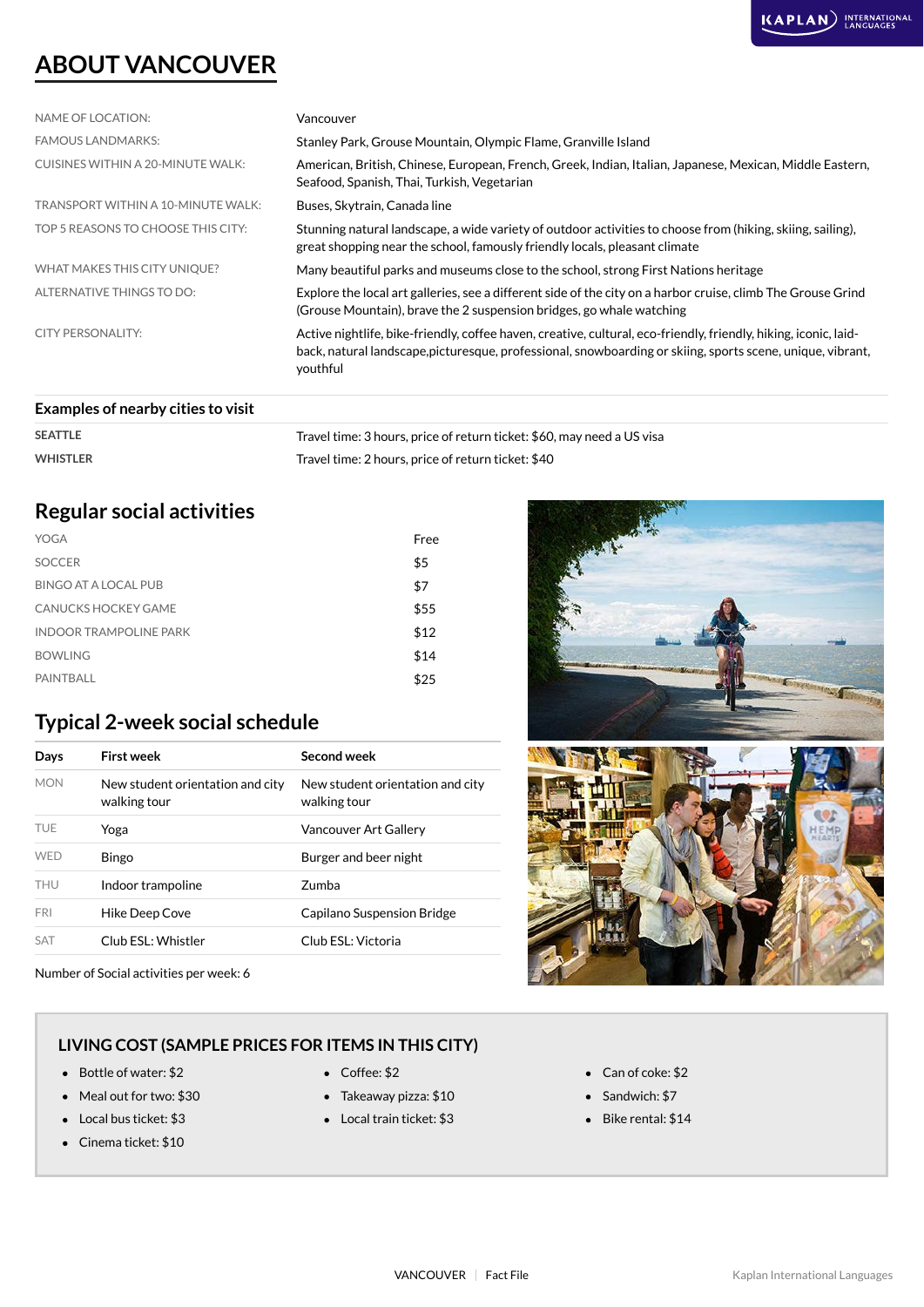# ABOUT VANCOUVER

| | |
|---|---|
| NAME OF LOCATION: | Vancouver |
| FAMOUS LANDMARKS: | Stanley Park, Grouse Mountain, Olympic Flame, Granville Island |
| CUISINES WITHIN A 20-MINUTE WALK: | American, British, Chinese, European, French, Greek, Indian, Italian, Japanese, Mexican, Middle Eastern, Seafood, Spanish, Thai, Turkish, Vegetarian |
| TRANSPORT WITHIN A 10-MINUTE WALK: | Buses, Skytrain, Canada line |
| TOP 5 REASONS TO CHOOSE THIS CITY: | Stunning natural landscape, a wide variety of outdoor activities to choose from (hiking, skiing, sailing), great shopping near the school, famously friendly locals, pleasant climate |
| WHAT MAKES THIS CITY UNIQUE? | Many beautiful parks and museums close to the school, strong First Nations heritage |
| ALTERNATIVE THINGS TO DO: | Explore the local art galleries, see a different side of the city on a harbor cruise, climb The Grouse Grind (Grouse Mountain), brave the 2 suspension bridges, go whale watching |
| CITY PERSONALITY: | Active nightlife, bike-friendly, coffee haven, creative, cultural, eco-friendly, friendly, hiking, iconic, laid-back, natural landscape,picturesque, professional, snowboarding or skiing, sports scene, unique, vibrant, youthful |

## Examples of nearby cities to visit

| | |
|---|---|
| **SEATTLE** | Travel time: 3 hours, price of return ticket: $60, may need a US visa |
| **WHISTLER** | Travel time: 2 hours, price of return ticket: $40 |

## Regular social activities

| | |
|---|---|
| YOGA | Free |
| SOCCER | $5 |
| BINGO AT A LOCAL PUB | $7 |
| CANUCKS HOCKEY GAME | $55 |
| INDOOR TRAMPOLINE PARK | $12 |
| BOWLING | $14 |
| PAINTBALL | $25 |

## Typical 2-week social schedule

| Days | First week | Second week |
|---|---|---|
| MON | New student orientation and city walking tour | New student orientation and city walking tour |
| TUE | Yoga | Vancouver Art Gallery |
| WED | Bingo | Burger and beer night |
| THU | Indoor trampoline | Zumba |
| FRI | Hike Deep Cove | Capilano Suspension Bridge |
| SAT | Club ESL: Whistler | Club ESL: Victoria |

Number of Social activities per week: 6

## LIVING COST (SAMPLE PRICES FOR ITEMS IN THIS CITY)

- Bottle of water: $2
- Meal out for two: $30
- Local bus ticket: $3
- Cinema ticket: $10
- Coffee: $2
- Takeaway pizza: $10
- Local train ticket: $3
- Can of coke: $2
- Sandwich: $7
- Bike rental: $14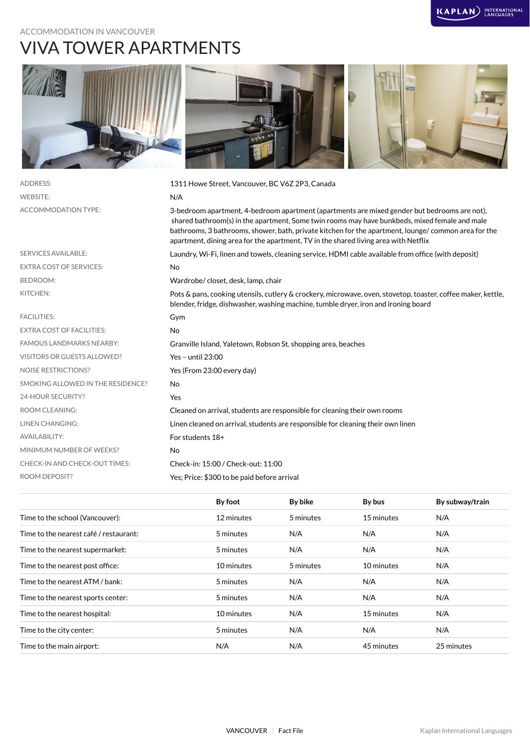ACCOMMODATION IN VANCOUVER

# VIVA TOWER APARTMENTS

| | |
|---|---|
| ADDRESS: | 1311 Howe Street, Vancouver, BC V6Z 2P3, Canada |
| WEBSITE: | N/A |
| ACCOMMODATION TYPE: | 3-bedroom apartment, 4-bedroom apartment (apartments are mixed gender but bedrooms are not), shared bathroom(s) in the apartment, Some twin rooms may have bunkbeds, mixed female and male bathrooms, 3 bathrooms, shower, bath, private kitchen for the apartment, lounge/ common area for the apartment, dining area for the apartment, TV in the shared living area with Netflix |
| SERVICES AVAILABLE: | Laundry, Wi-Fi, linen and towels, cleaning service, HDMI cable available from office (with deposit) |
| EXTRA COST OF SERVICES: | No |
| BEDROOM: | Wardrobe/ closet, desk, lamp, chair |
| KITCHEN: | Pots & pans, cooking utensils, cutlery & crockery, microwave, oven, stovetop, toaster, coffee maker, kettle, blender, fridge, dishwasher, washing machine, tumble dryer, iron and ironing board |
| FACILITIES: | Gym |
| EXTRA COST OF FACILITIES: | No |
| FAMOUS LANDMARKS NEARBY: | Granville Island, Yaletown, Robson St. shopping area, beaches |
| VISITORS OR GUESTS ALLOWED? | Yes – until 23:00 |
| NOISE RESTRICTIONS? | Yes (From 23:00 every day) |
| SMOKING ALLOWED IN THE RESIDENCE? | No |
| 24-HOUR SECURITY? | Yes |
| ROOM CLEANING: | Cleaned on arrival, students are responsible for cleaning their own rooms |
| LINEN CHANGING: | Linen cleaned on arrival, students are responsible for cleaning their own linen |
| AVAILABILITY: | For students 18+ |
| MINIMUM NUMBER OF WEEKS? | No |
| CHECK-IN AND CHECK-OUT TIMES: | Check-in: 15:00 / Check-out: 11:00 |
| ROOM DEPOSIT? | Yes; Price: $300 to be paid before arrival |

| | By foot | By bike | By bus | By subway/train |
|---|---|---|---|---|
| Time to the school (Vancouver): | 12 minutes | 5 minutes | 15 minutes | N/A |
| Time to the nearest café / restaurant: | 5 minutes | N/A | N/A | N/A |
| Time to the nearest supermarket: | 5 minutes | N/A | N/A | N/A |
| Time to the nearest post office: | 10 minutes | 5 minutes | 10 minutes | N/A |
| Time to the nearest ATM / bank: | 5 minutes | N/A | N/A | N/A |
| Time to the nearest sports center: | 5 minutes | N/A | N/A | N/A |
| Time to the nearest hospital: | 10 minutes | N/A | 15 minutes | N/A |
| Time to the city center: | 5 minutes | N/A | N/A | N/A |
| Time to the main airport: | N/A | N/A | 45 minutes | 25 minutes |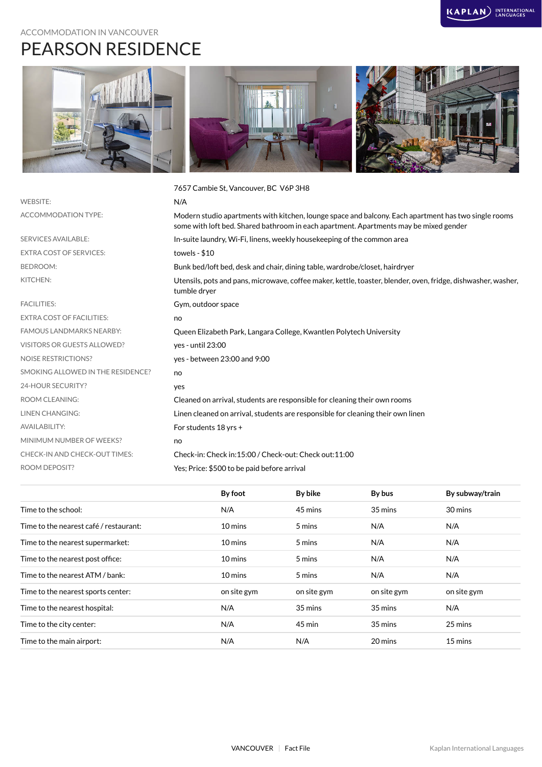ACCOMMODATION IN VANCOUVER

# PEARSON RESIDENCE

| | |
|---|---|
| | 7657 Cambie St, Vancouver, BC V6P 3H8 |
| WEBSITE: | N/A |
| ACCOMMODATION TYPE: | Modern studio apartments with kitchen, lounge space and balcony. Each apartment has two single rooms some with loft bed. Shared bathroom in each apartment. Apartments may be mixed gender |
| SERVICES AVAILABLE: | In-suite laundry, Wi-Fi, linens, weekly housekeeping of the common area |
| EXTRA COST OF SERVICES: | towels - $10 |
| BEDROOM: | Bunk bed/loft bed, desk and chair, dining table, wardrobe/closet, hairdryer |
| KITCHEN: | Utensils, pots and pans, microwave, coffee maker, kettle, toaster, blender, oven, fridge, dishwasher, washer, tumble dryer |
| FACILITIES: | Gym, outdoor space |
| EXTRA COST OF FACILITIES: | no |
| FAMOUS LANDMARKS NEARBY: | Queen Elizabeth Park, Langara College, Kwantlen Polytech University |
| VISITORS OR GUESTS ALLOWED? | yes - until 23:00 |
| NOISE RESTRICTIONS? | yes - between 23:00 and 9:00 |
| SMOKING ALLOWED IN THE RESIDENCE? | no |
| 24-HOUR SECURITY? | yes |
| ROOM CLEANING: | Cleaned on arrival, students are responsible for cleaning their own rooms |
| LINEN CHANGING: | Linen cleaned on arrival, students are responsible for cleaning their own linen |
| AVAILABILITY: | For students 18 yrs + |
| MINIMUM NUMBER OF WEEKS? | no |
| CHECK-IN AND CHECK-OUT TIMES: | Check-in: Check in:15:00 / Check-out: Check out:11:00 |
| ROOM DEPOSIT? | Yes; Price: $500 to be paid before arrival |

| | By foot | By bike | By bus | By subway/train |
|---|---|---|---|---|
| Time to the school: | N/A | 45 mins | 35 mins | 30 mins |
| Time to the nearest café / restaurant: | 10 mins | 5 mins | N/A | N/A |
| Time to the nearest supermarket: | 10 mins | 5 mins | N/A | N/A |
| Time to the nearest post office: | 10 mins | 5 mins | N/A | N/A |
| Time to the nearest ATM / bank: | 10 mins | 5 mins | N/A | N/A |
| Time to the nearest sports center: | on site gym | on site gym | on site gym | on site gym |
| Time to the nearest hospital: | N/A | 35 mins | 35 mins | N/A |
| Time to the city center: | N/A | 45 min | 35 mins | 25 mins |
| Time to the main airport: | N/A | N/A | 20 mins | 15 mins |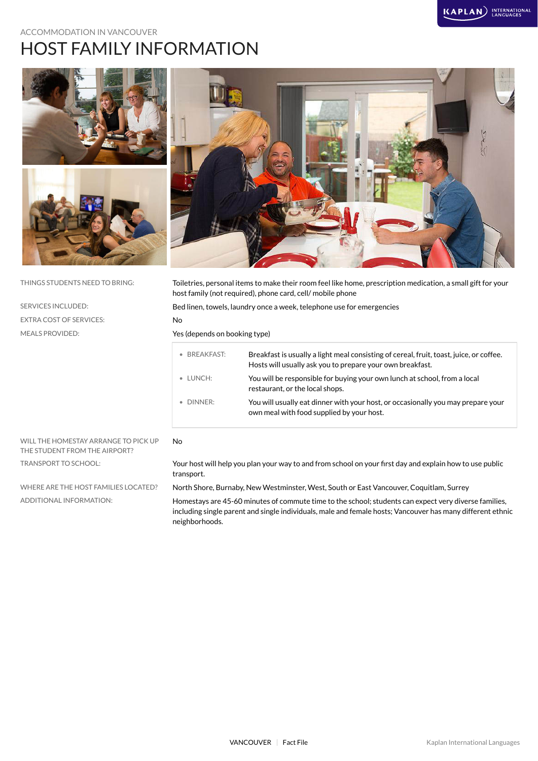ACCOMMODATION IN VANCOUVER

# HOST FAMILY INFORMATION

| | |
|---|---|
| THINGS STUDENTS NEED TO BRING: | Toiletries, personal items to make their room feel like home, prescription medication, a small gift for your host family (not required), phone card, cell/ mobile phone |
| SERVICES INCLUDED: | Bed linen, towels, laundry once a week, telephone use for emergencies |
| EXTRA COST OF SERVICES: | No |
| MEALS PROVIDED: | Yes (depends on booking type) |

| | |
|---|---|
| • BREAKFAST: | Breakfast is usually a light meal consisting of cereal, fruit, toast, juice, or coffee. Hosts will usually ask you to prepare your own breakfast. |
| • LUNCH: | You will be responsible for buying your own lunch at school, from a local restaurant, or the local shops. |
| • DINNER: | You will usually eat dinner with your host, or occasionally you may prepare your own meal with food supplied by your host. |

| | |
|---|---|
| WILL THE HOMESTAY ARRANGE TO PICK UP THE STUDENT FROM THE AIRPORT? | No |
| TRANSPORT TO SCHOOL: | Your host will help you plan your way to and from school on your first day and explain how to use public transport. |
| WHERE ARE THE HOST FAMILIES LOCATED? | North Shore, Burnaby, New Westminster, West, South or East Vancouver, Coquitlam, Surrey |
| ADDITIONAL INFORMATION: | Homestays are 45-60 minutes of commute time to the school; students can expect very diverse families, including single parent and single individuals, male and female hosts; Vancouver has many different ethnic neighborhoods. |